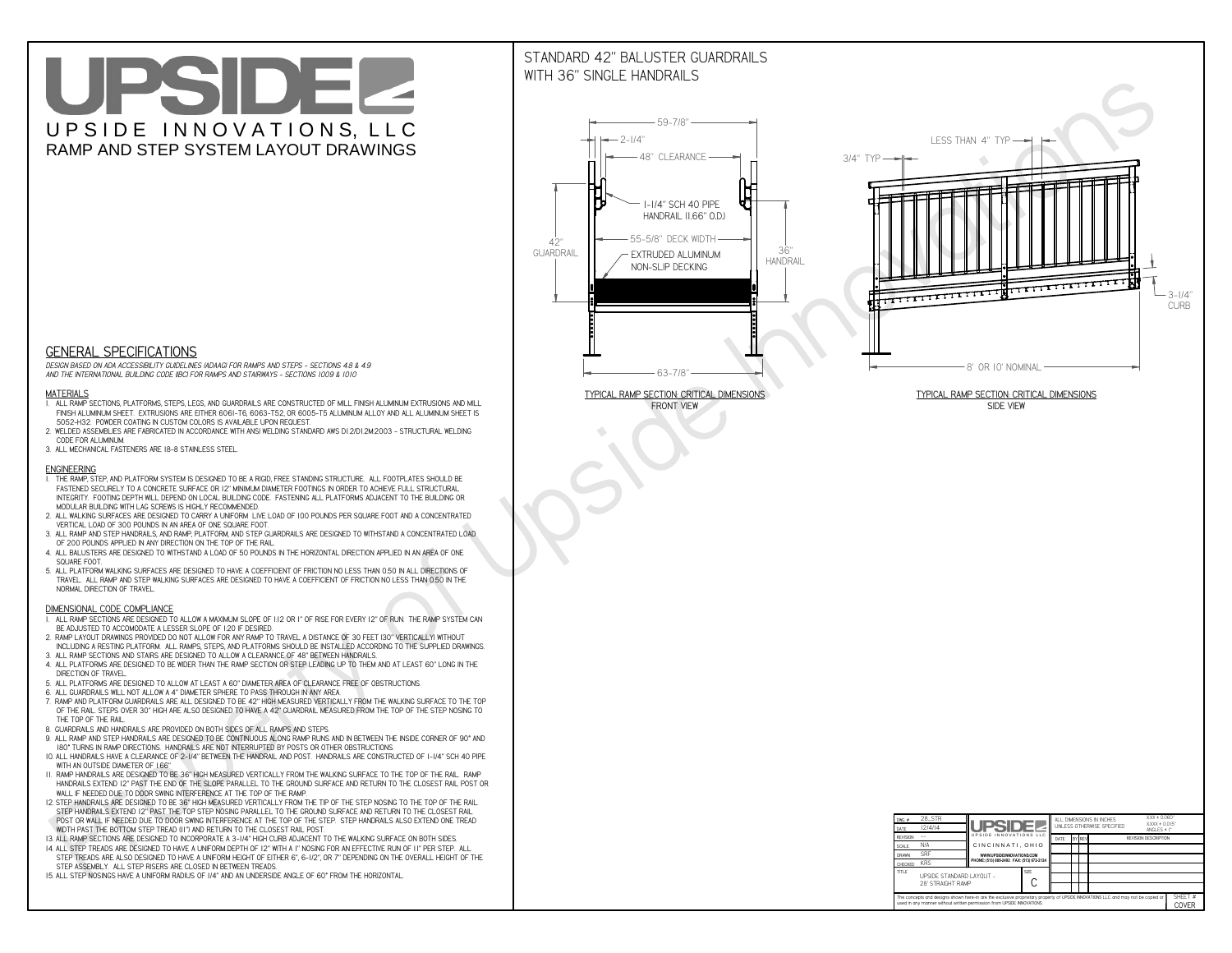# UPSIDE

UPSIDE INNOVATIONS, LLC

RAMP AND STEP SYSTEM LAYOUT DRAWINGS

## STANDARD 42" BALUSTER GUARDRAILS WITH 36" SINGLE HANDRAILS

59-7/8"
2-1/4"
48" CLEARANCE
1-1/4" SCH 40 PIPE HANDRAIL (1.66" O.D.)
55-5/8" DECK WIDTH
EXTRUDED ALUMINUM NON-SLIP DECKING
42" GUARDRAIL
36" HANDRAIL
63-7/8"

TYPICAL RAMP SECTION: CRITICAL DIMENSIONS
FRONT VIEW

LESS THAN 4" TYP
3/4" TYP
3-1/4" CURB
8' OR 10' NOMINAL

TYPICAL RAMP SECTION: CRITICAL DIMENSIONS
SIDE VIEW

## GENERAL SPECIFICATIONS

*DESIGN BASED ON ADA ACCESSIBILITY GUIDELINES (ADAAG) FOR RAMPS AND STEPS - SECTIONS 4.8 & 4.9 AND THE INTERNATIONAL BUILDING CODE (IBC) FOR RAMPS AND STAIRWAYS - SECTIONS 1009 & 1010*

### MATERIALS

1. ALL RAMP SECTIONS, PLATFORMS, STEPS, LEGS, AND GUARDRAILS ARE CONSTRUCTED OF MILL FINISH ALUMINUM EXTRUSIONS AND MILL FINISH ALUMINUM SHEET. EXTRUSIONS ARE EITHER 6061-T6, 6063-T52, OR 6005-T5 ALUMINUM ALLOY AND ALL ALUMINUM SHEET IS 5052-H32. POWDER COATING IN CUSTOM COLORS IS AVAILABLE UPON REQUEST.
2. WELDED ASSEMBLIES ARE FABRICATED IN ACCORDANCE WITH ANSI WELDING STANDARD AWS D1.2/D1.2M:2003 - STRUCTURAL WELDING CODE FOR ALUMINUM.
3. ALL MECHANICAL FASTENERS ARE 18-8 STAINLESS STEEL.

### ENGINEERING

1. THE RAMP, STEP, AND PLATFORM SYSTEM IS DESIGNED TO BE A RIGID, FREE STANDING STRUCTURE. ALL FOOTPLATES SHOULD BE FASTENED SECURELY TO A CONCRETE SURFACE OR 12" MINIMUM DIAMETER FOOTINGS IN ORDER TO ACHIEVE FULL STRUCTURAL INTEGRITY. FOOTING DEPTH WILL DEPEND ON LOCAL BUILDING CODE. FASTENING ALL PLATFORMS ADJACENT TO THE BUILDING OR MODULAR BUILDING WITH LAG SCREWS IS HIGHLY RECOMMENDED.
2. ALL WALKING SURFACES ARE DESIGNED TO CARRY A UNIFORM LIVE LOAD OF 100 POUNDS PER SQUARE FOOT AND A CONCENTRATED VERTICAL LOAD OF 300 POUNDS IN AN AREA OF ONE SQUARE FOOT.
3. ALL RAMP AND STEP HANDRAILS, AND RAMP, PLATFORM, AND STEP GUARDRAILS ARE DESIGNED TO WITHSTAND A CONCENTRATED LOAD OF 200 POUNDS APPLIED IN ANY DIRECTION ON THE TOP OF THE RAIL.
4. ALL BALUSTERS ARE DESIGNED TO WITHSTAND A LOAD OF 50 POUNDS IN THE HORIZONTAL DIRECTION APPLIED IN AN AREA OF ONE SQUARE FOOT.
5. ALL PLATFORM WALKING SURFACES ARE DESIGNED TO HAVE A COEFFICIENT OF FRICTION NO LESS THAN 0.50 IN ALL DIRECTIONS OF TRAVEL. ALL RAMP AND STEP WALKING SURFACES ARE DESIGNED TO HAVE A COEFFICIENT OF FRICTION NO LESS THAN 0.50 IN THE NORMAL DIRECTION OF TRAVEL.

### DIMENSIONAL CODE COMPLIANCE

1. ALL RAMP SECTIONS ARE DESIGNED TO ALLOW A MAXIMUM SLOPE OF 1:12 OR 1" OF RISE FOR EVERY 12" OF RUN. THE RAMP SYSTEM CAN BE ADJUSTED TO ACCOMODATE A LESSER SLOPE OF 1:20 IF DESIRED.
2. RAMP LAYOUT DRAWINGS PROVIDED DO NOT ALLOW FOR ANY RAMP TO TRAVEL A DISTANCE OF 30 FEET (30" VERTICALLY) WITHOUT INCLUDING A RESTING PLATFORM. ALL RAMPS, STEPS, AND PLATFORMS SHOULD BE INSTALLED ACCORDING TO THE SUPPLIED DRAWINGS.
3. ALL RAMP SECTIONS AND STAIRS ARE DESIGNED TO ALLOW A CLEARANCE OF 48" BETWEEN HANDRAILS.
4. ALL PLATFORMS ARE DESIGNED TO BE WIDER THAN THE RAMP SECTION OR STEP LEADING UP TO THEM AND AT LEAST 60" LONG IN THE DIRECTION OF TRAVEL.
5. ALL PLATFORMS ARE DESIGNED TO ALLOW AT LEAST A 60" DIAMETER AREA OF CLEARANCE FREE OF OBSTRUCTIONS.
6. ALL GUARDRAILS WILL NOT ALLOW A 4" DIAMETER SPHERE TO PASS THROUGH IN ANY AREA.
7. RAMP AND PLATFORM GUARDRAILS ARE ALL DESIGNED TO BE 42" HIGH MEASURED VERTICALLY FROM THE WALKING SURFACE TO THE TOP OF THE RAIL. STEPS OVER 30" HIGH ARE ALSO DESIGNED TO HAVE A 42" GUARDRAIL MEASURED FROM THE TOP OF THE STEP NOSING TO THE TOP OF THE RAIL.
8. GUARDRAILS AND HANDRAILS ARE PROVIDED ON BOTH SIDES OF ALL RAMPS AND STEPS.
9. ALL RAMP AND STEP HANDRAILS ARE DESIGNED TO BE CONTINUOUS ALONG RAMP RUNS AND IN BETWEEN THE INSIDE CORNER OF 90° AND 180° TURNS IN RAMP DIRECTIONS. HANDRAILS ARE NOT INTERRUPTED BY POSTS OR OTHER OBSTRUCTIONS.
10. ALL HANDRAILS HAVE A CLEARANCE OF 2-1/4" BETWEEN THE HANDRAIL AND POST. HANDRAILS ARE CONSTRUCTED OF 1-1/4" SCH 40 PIPE WITH AN OUTSIDE DIAMETER OF 1.66"
11. RAMP HANDRAILS ARE DESIGNED TO BE 36" HIGH MEASURED VERTICALLY FROM THE WALKING SURFACE TO THE TOP OF THE RAIL. RAMP HANDRAILS EXTEND 12" PAST THE END OF THE SLOPE PARALLEL TO THE GROUND SURFACE AND RETURN TO THE CLOSEST RAIL POST OR WALL IF NEEDED DUE TO DOOR SWING INTERFERENCE AT THE TOP OF THE RAMP.
12. STEP HANDRAILS ARE DESIGNED TO BE 36" HIGH MEASURED VERTICALLY FROM THE TIP OF THE STEP NOSING TO THE TOP OF THE RAIL. STEP HANDRAILS EXTEND 12" PAST THE TOP STEP NOSING PARALLEL TO THE GROUND SURFACE AND RETURN TO THE CLOSEST RAIL POST OR WALL IF NEEDED DUE TO DOOR SWING INTERFERENCE AT THE TOP OF THE STEP. STEP HANDRAILS ALSO EXTEND ONE TREAD WIDTH PAST THE BOTTOM STEP TREAD (11") AND RETURN TO THE CLOSEST RAIL POST.
13. ALL RAMP SECTIONS ARE DESIGNED TO INCORPORATE A 3-1/4" HIGH CURB ADJACENT TO THE WALKING SURFACE ON BOTH SIDES.
14. ALL STEP TREADS ARE DESIGNED TO HAVE A UNIFORM DEPTH OF 12" WITH A 1" NOSING FOR AN EFFECTIVE RUN OF 11" PER STEP. ALL STEP TREADS ARE ALSO DESIGNED TO HAVE A UNIFORM HEIGHT OF EITHER 6", 6-1/2", OR 7" DEPENDING ON THE OVERALL HEIGHT OF THE STEP ASSEMBLY. ALL STEP RISERS ARE CLOSED IN BETWEEN TREADS.
15. ALL STEP NOSINGS HAVE A UNIFORM RADIUS OF 1/4" AND AN UNDERSIDE ANGLE OF 60° FROM THE HORIZONTAL.

| | |
|---|---|
| DWG # | 28_STR |
| DATE | 12/4/14 |
| REVISION | --- |
| SCALE | N/A |
| DRAWN | SRF |
| CHECKED | KRS |
| TITLE | UPSIDE STANDARD LAYOUT - 28' STRAIGHT RAMP |
| SIZE | C |

UPSIDE INNOVATIONS LLC
CINCINNATI, OHIO
WWW.UPSIDEINNOVATIONS.COM
PHONE: (513) 889-2492 FAX: (513) 672-2124

ALL DIMENSIONS IN INCHES UNLESS OTHERWISE SPECIFIED
X.XX ± 0.060"
X.XXX ± 0.015"
ANGLES ± 1°

| DATE | BY | REV | REVISION DESCRIPTION |
|---|---|---|---|
| | | | |

The concepts and designs shown here-in are the exclusive proprietary property of UPSIDE INNOVATIONS LLC and may not be copied or used in any manner without written permission from UPSIDE INNOVATIONS.

SHEET # COVER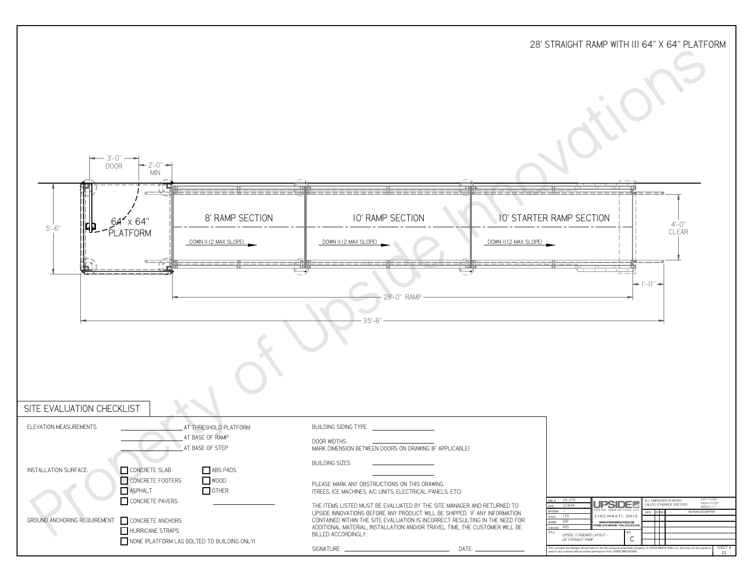# 28' STRAIGHT RAMP WITH (1) 64" X 64" PLATFORM

3'-0" DOOR

2'-0" MIN

5'-6"

64" x 64" PLATFORM

8' RAMP SECTION

DOWN (1:12 MAX SLOPE)

10' RAMP SECTION

DOWN (1:12 MAX SLOPE)

10' STARTER RAMP SECTION

DOWN (1:12 MAX SLOPE)

4'-0" CLEAR

1'-11"

28'-0" RAMP

35'-6"

Property of Upside Innovations

## SITE EVALUATION CHECKLIST

ELEVATION MEASUREMENTS: ______ AT THRESHOLD PLATFORM
______ AT BASE OF RAMP
______ AT BASE OF STEP

INSTALLATION SURFACE:
- ☐ CONCRETE SLAB
- ☐ CONCRETE FOOTERS
- ☐ ASPHALT
- ☐ CONCRETE PAVERS
- ☐ ABS PADS
- ☐ WOOD
- ☐ OTHER ______

GROUND ANCHORING REQUIREMENT:
- ☐ CONCRETE ANCHORS
- ☐ HURRICANE STRAPS
- ☐ NONE (PLATFORM LAG BOLTED TO BUILDING ONLY)

BUILDING SIDING TYPE: ______

DOOR WIDTHS: ______
MARK DIMENSION BETWEEN DOORS ON DRAWING (IF APPLICABLE)

BUILDING SIZES: ______
______

PLEASE MARK ANY OBSTRUCTIONS ON THIS DRAWING.
(TREES, ICE MACHINES, A/C UNITS, ELECTRICAL PANELS, ETC)

THE ITEMS LISTED MUST BE EVALUATED BY THE SITE MANAGER AND RETURNED TO UPSIDE INNOVATIONS BEFORE ANY PRODUCT WILL BE SHIPPED. IF ANY INFORMATION CONTAINED WITHIN THE SITE EVALUATION IS INCORRECT RESULTING IN THE NEED FOR ADDITIONAL MATERIAL, INSTALLATION AND/OR TRAVEL TIME, THE CUSTOMER WILL BE BILLED ACCORDINGLY.

SIGNATURE: ______ DATE: ______

| | |
|---|---|
| DWG # | 28_STR |
| DATE | 12/4/14 |
| REVISION | --- |
| SCALE | 1:25 |
| DRAWN | SRF |
| CHECKED | KRS |
| TITLE | UPSIDE STANDARD LAYOUT - 28' STRAIGHT RAMP |
| SIZE | C |
| SHEET # | 01 |

UPSIDE INNOVATIONS LLC
CINCINNATI, OHIO
WWW.UPSIDEINNOVATIONS.COM
PHONE:(513) 889-2492 FAX:(513) 672-2124

ALL DIMENSIONS IN INCHES UNLESS OTHERWISE SPECIFIED
XXX ± 0.060"
XXXX ± 0.015"
ANGLES ± 1°

| DATE | BY | REV | REVISION DESCRIPTION |
|---|---|---|---|

The concepts and designs shown here-in are the exclusive proprietary property of UPSIDE INNOVATIONS LLC and may not be copied or used in any manner without written permission from UPSIDE INNOVATIONS.